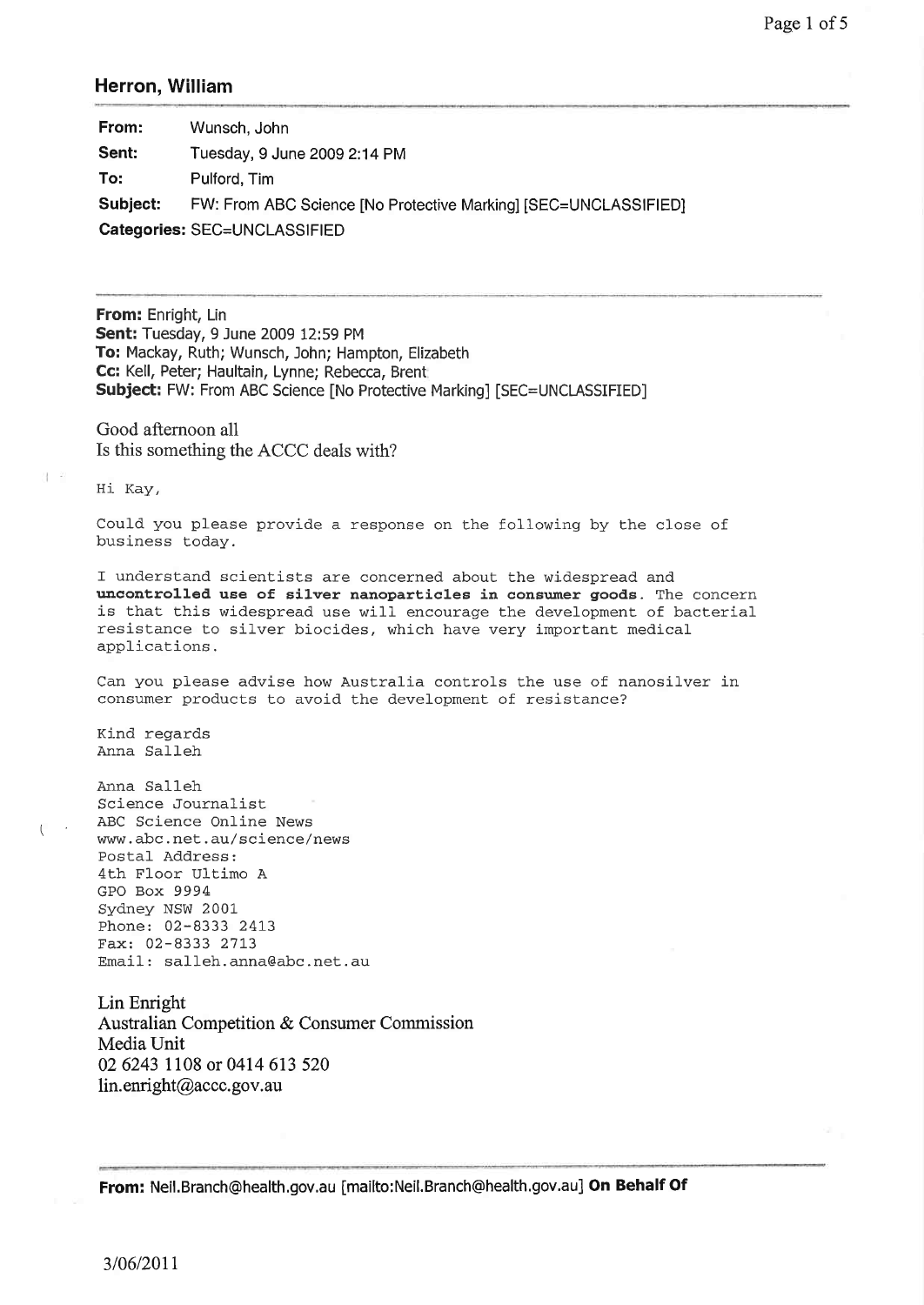## Herron, William

| | |
|---|---|
| **From:** | Wunsch, John |
| **Sent:** | Tuesday, 9 June 2009 2:14 PM |
| **To:** | Pulford, Tim |
| **Subject:** | FW: From ABC Science [No Protective Marking] [SEC=UNCLASSIFIED] |
| **Categories:** | SEC=UNCLASSIFIED |

---

**From:** Enright, Lin
**Sent:** Tuesday, 9 June 2009 12:59 PM
**To:** Mackay, Ruth; Wunsch, John; Hampton, Elizabeth
**Cc:** Kell, Peter; Haultain, Lynne; Rebecca, Brent
**Subject:** FW: From ABC Science [No Protective Marking] [SEC=UNCLASSIFIED]

Good afternoon all
Is this something the ACCC deals with?

Hi Kay,

Could you please provide a response on the following by the close of business today.

I understand scientists are concerned about the widespread and **uncontrolled use of silver nanoparticles in consumer goods**. The concern is that this widespread use will encourage the development of bacterial resistance to silver biocides, which have very important medical applications.

Can you please advise how Australia controls the use of nanosilver in consumer products to avoid the development of resistance?

Kind regards
Anna Salleh

Anna Salleh
Science Journalist
ABC Science Online News
www.abc.net.au/science/news
Postal Address:
4th Floor Ultimo A
GPO Box 9994
Sydney NSW 2001
Phone: 02-8333 2413
Fax: 02-8333 2713
Email: salleh.anna@abc.net.au

Lin Enright
Australian Competition & Consumer Commission
Media Unit
02 6243 1108 or 0414 613 520
lin.enright@accc.gov.au

---

**From:** Neil.Branch@health.gov.au [mailto:Neil.Branch@health.gov.au] **On Behalf Of**

3/06/2011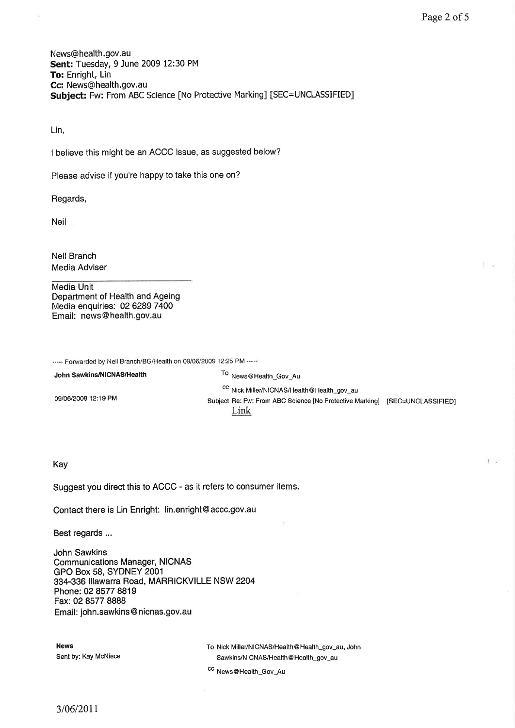News@health.gov.au
**Sent:** Tuesday, 9 June 2009 12:30 PM
**To:** Enright, Lin
**Cc:** News@health.gov.au
**Subject:** Fw: From ABC Science [No Protective Marking] [SEC=UNCLASSIFIED]

Lin,

I believe this might be an ACCC issue, as suggested below?

Please advise if you're happy to take this one on?

Regards,

Neil

Neil Branch
Media Adviser

Media Unit
Department of Health and Ageing
Media enquiries: 02 6289 7400
Email: news@health.gov.au

----- Forwarded by Neil Branch/BG/Health on 09/06/2009 12:25 PM -----

| | |
|---|---|
| **John Sawkins/NICNAS/Health** | To News@Health_Gov_Au |
| | cc Nick Miller/NICNAS/Health@Health_gov_au |
| 09/06/2009 12:19 PM | Subject Re: Fw: From ABC Science [No Protective Marking] [SEC=UNCLASSIFIED] |
| | Link |

Kay

Suggest you direct this to ACCC - as it refers to consumer items.

Contact there is Lin Enright: lin.enright@accc.gov.au

Best regards ...

John Sawkins
Communications Manager, NICNAS
GPO Box 58, SYDNEY 2001
334-336 Illawarra Road, MARRICKVILLE NSW 2204
Phone: 02 8577 8819
Fax: 02 8577 8888
Email: john.sawkins@nicnas.gov.au

| | |
|---|---|
| **News** | To Nick Miller/NICNAS/Health@Health_gov_au, John Sawkins/NICNAS/Health@Health_gov_au |
| Sent by: Kay McNiece | cc News@Health_Gov_Au |

3/06/2011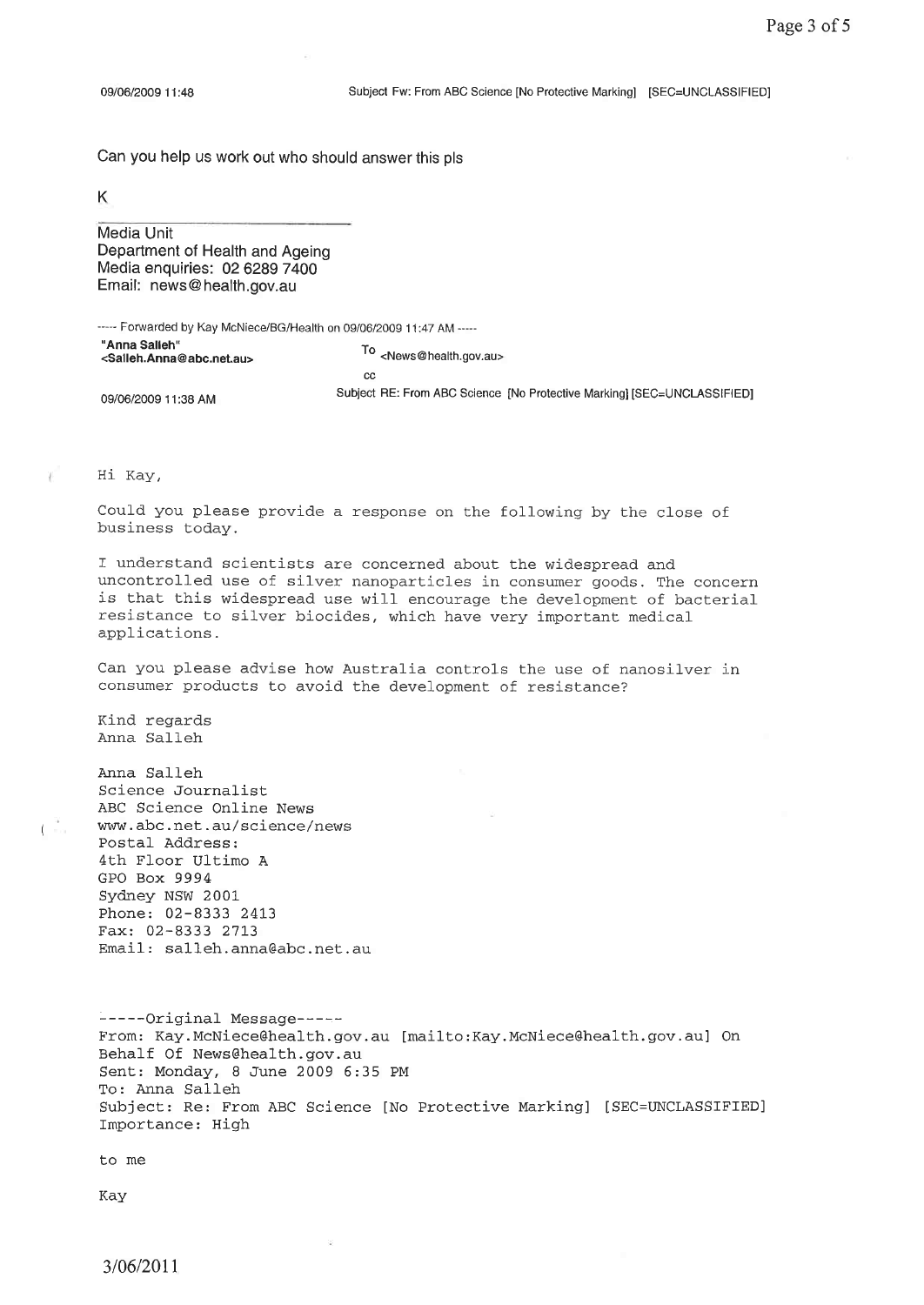09/06/2009 11:48 Subject Fw: From ABC Science [No Protective Marking] [SEC=UNCLASSIFIED]

Can you help us work out who should answer this pls

K

---

Media Unit
Department of Health and Ageing
Media enquiries: 02 6289 7400
Email: news@health.gov.au

----- Forwarded by Kay McNiece/BG/Health on 09/06/2009 11:47 AM -----

**"Anna Salleh"**
**<Salleh.Anna@abc.net.au>**

09/06/2009 11:38 AM

To <News@health.gov.au>
cc
Subject RE: From ABC Science [No Protective Marking] [SEC=UNCLASSIFIED]

Hi Kay,

Could you please provide a response on the following by the close of business today.

I understand scientists are concerned about the widespread and uncontrolled use of silver nanoparticles in consumer goods. The concern is that this widespread use will encourage the development of bacterial resistance to silver biocides, which have very important medical applications.

Can you please advise how Australia controls the use of nanosilver in consumer products to avoid the development of resistance?

Kind regards
Anna Salleh

Anna Salleh
Science Journalist
ABC Science Online News
www.abc.net.au/science/news
Postal Address:
4th Floor Ultimo A
GPO Box 9994
Sydney NSW 2001
Phone: 02-8333 2413
Fax: 02-8333 2713
Email: salleh.anna@abc.net.au

-----Original Message-----
From: Kay.McNiece@health.gov.au [mailto:Kay.McNiece@health.gov.au] On Behalf Of News@health.gov.au
Sent: Monday, 8 June 2009 6:35 PM
To: Anna Salleh
Subject: Re: From ABC Science [No Protective Marking] [SEC=UNCLASSIFIED]
Importance: High

to me

Kay

3/06/2011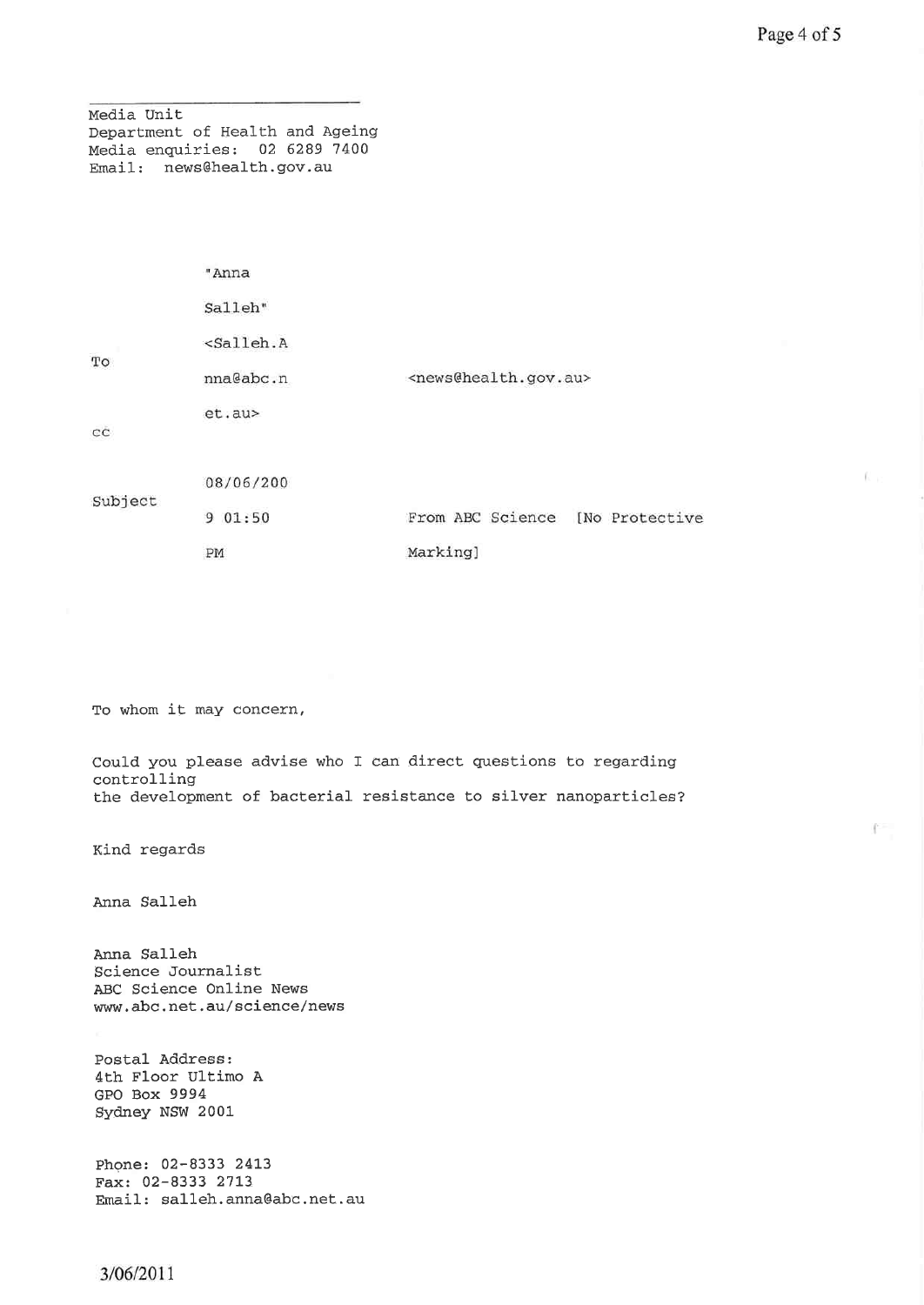Media Unit
Department of Health and Ageing
Media enquiries: 02 6289 7400
Email: news@health.gov.au

| | | |
|---|---|---|
| | "Anna Salleh" <Salleh.Anna@abc.net.au> | |
| To | | <news@health.gov.au> |
| cc | | |
| Subject | 08/06/2009 01:50 PM | From ABC Science [No Protective Marking] |

To whom it may concern,

Could you please advise who I can direct questions to regarding controlling
the development of bacterial resistance to silver nanoparticles?

Kind regards

Anna Salleh

Anna Salleh
Science Journalist
ABC Science Online News
www.abc.net.au/science/news

Postal Address:
4th Floor Ultimo A
GPO Box 9994
Sydney NSW 2001

Phone: 02-8333 2413
Fax: 02-8333 2713
Email: salleh.anna@abc.net.au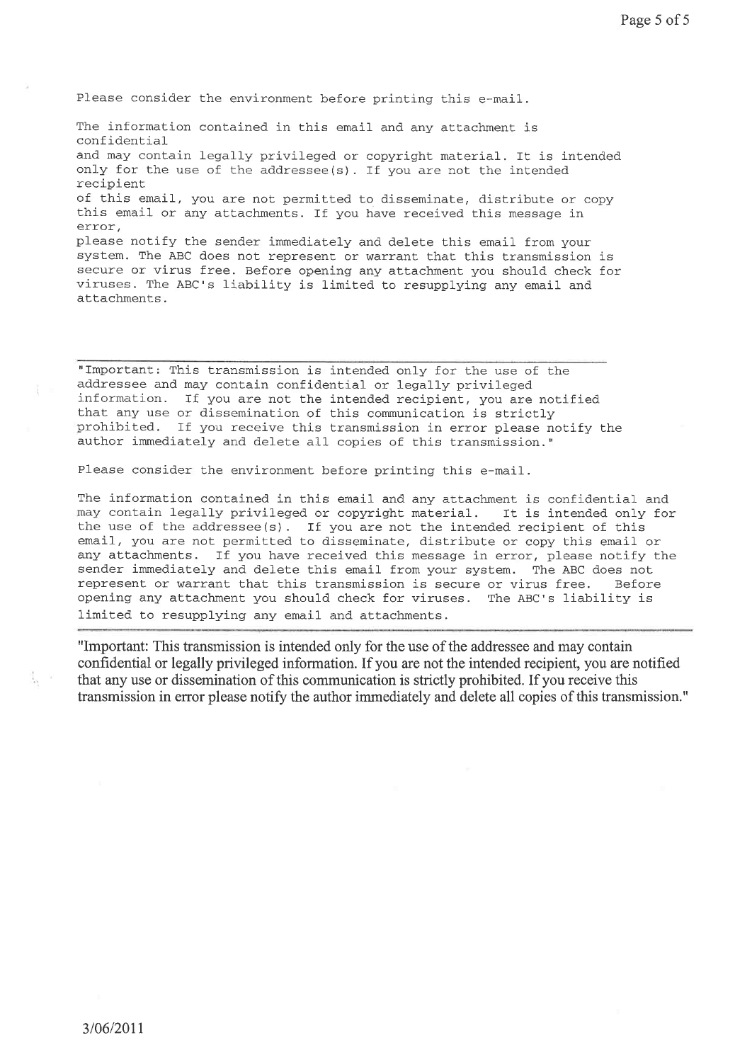Please consider the environment before printing this e-mail.

The information contained in this email and any attachment is confidential and may contain legally privileged or copyright material. It is intended only for the use of the addressee(s). If you are not the intended recipient of this email, you are not permitted to disseminate, distribute or copy this email or any attachments. If you have received this message in error, please notify the sender immediately and delete this email from your system. The ABC does not represent or warrant that this transmission is secure or virus free. Before opening any attachment you should check for viruses. The ABC's liability is limited to resupplying any email and attachments.

---

"Important: This transmission is intended only for the use of the addressee and may contain confidential or legally privileged information. If you are not the intended recipient, you are notified that any use or dissemination of this communication is strictly prohibited. If you receive this transmission in error please notify the author immediately and delete all copies of this transmission."

Please consider the environment before printing this e-mail.

The information contained in this email and any attachment is confidential and may contain legally privileged or copyright material. It is intended only for the use of the addressee(s). If you are not the intended recipient of this email, you are not permitted to disseminate, distribute or copy this email or any attachments. If you have received this message in error, please notify the sender immediately and delete this email from your system. The ABC does not represent or warrant that this transmission is secure or virus free. Before opening any attachment you should check for viruses. The ABC's liability is limited to resupplying any email and attachments.

---

"Important: This transmission is intended only for the use of the addressee and may contain confidential or legally privileged information. If you are not the intended recipient, you are notified that any use or dissemination of this communication is strictly prohibited. If you receive this transmission in error please notify the author immediately and delete all copies of this transmission."

3/06/2011